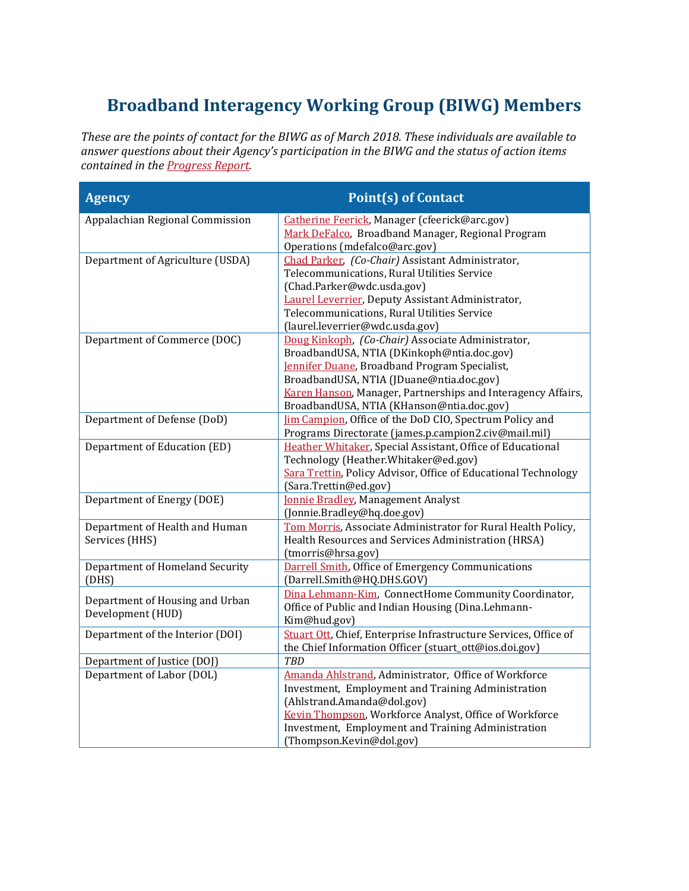# Broadband Interagency Working Group (BIWG) Members

*These are the points of contact for the BIWG as of March 2018. These individuals are available to answer questions about their Agency's participation in the BIWG and the status of action items contained in the Progress Report.*

| Agency | Point(s) of Contact |
|---|---|
| Appalachian Regional Commission | Catherine Feerick, Manager (cfeerick@arc.gov)<br>Mark DeFalco, Broadband Manager, Regional Program Operations (mdefalco@arc.gov) |
| Department of Agriculture (USDA) | Chad Parker, *(Co-Chair)* Assistant Administrator, Telecommunications, Rural Utilities Service (Chad.Parker@wdc.usda.gov)<br>Laurel Leverrier, Deputy Assistant Administrator, Telecommunications, Rural Utilities Service (laurel.leverrier@wdc.usda.gov) |
| Department of Commerce (DOC) | Doug Kinkoph, *(Co-Chair)* Associate Administrator, BroadbandUSA, NTIA (DKinkoph@ntia.doc.gov)<br>Jennifer Duane, Broadband Program Specialist, BroadbandUSA, NTIA (JDuane@ntia.doc.gov)<br>Karen Hanson, Manager, Partnerships and Interagency Affairs, BroadbandUSA, NTIA (KHanson@ntia.doc.gov) |
| Department of Defense (DoD) | Jim Campion, Office of the DoD CIO, Spectrum Policy and Programs Directorate (james.p.campion2.civ@mail.mil) |
| Department of Education (ED) | Heather Whitaker, Special Assistant, Office of Educational Technology (Heather.Whitaker@ed.gov)<br>Sara Trettin, Policy Advisor, Office of Educational Technology (Sara.Trettin@ed.gov) |
| Department of Energy (DOE) | Jonnie Bradley, Management Analyst (Jonnie.Bradley@hq.doe.gov) |
| Department of Health and Human Services (HHS) | Tom Morris, Associate Administrator for Rural Health Policy, Health Resources and Services Administration (HRSA) (tmorris@hrsa.gov) |
| Department of Homeland Security (DHS) | Darrell Smith, Office of Emergency Communications (Darrell.Smith@HQ.DHS.GOV) |
| Department of Housing and Urban Development (HUD) | Dina Lehmann-Kim, ConnectHome Community Coordinator, Office of Public and Indian Housing (Dina.Lehmann-Kim@hud.gov) |
| Department of the Interior (DOI) | Stuart Ott, Chief, Enterprise Infrastructure Services, Office of the Chief Information Officer (stuart_ott@ios.doi.gov) |
| Department of Justice (DOJ) | *TBD* |
| Department of Labor (DOL) | Amanda Ahlstrand, Administrator, Office of Workforce Investment, Employment and Training Administration (Ahlstrand.Amanda@dol.gov)<br>Kevin Thompson, Workforce Analyst, Office of Workforce Investment, Employment and Training Administration (Thompson.Kevin@dol.gov) |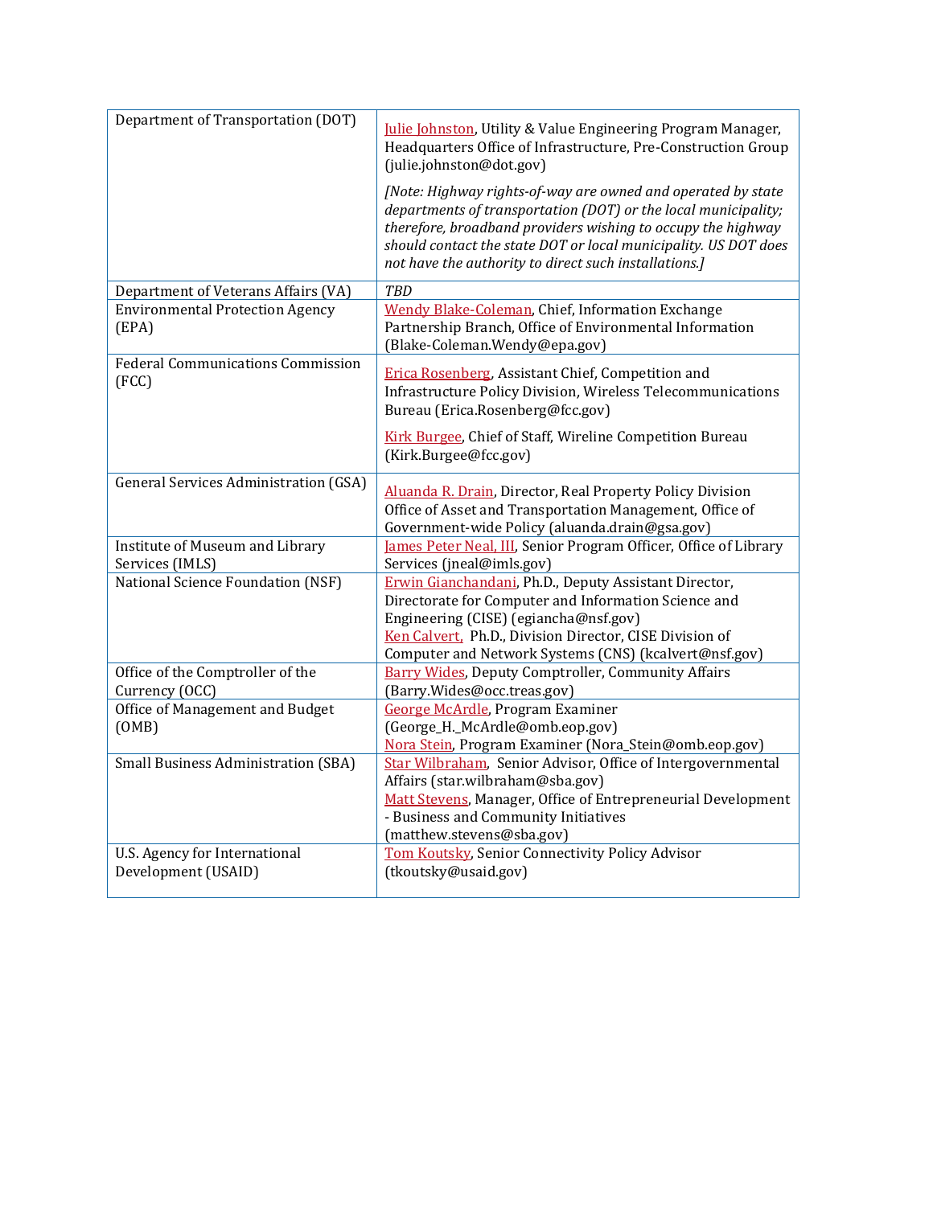| | |
|---|---|
| Department of Transportation (DOT) | Julie Johnston, Utility & Value Engineering Program Manager, Headquarters Office of Infrastructure, Pre-Construction Group (julie.johnston@dot.gov)<br><br>*[Note: Highway rights-of-way are owned and operated by state departments of transportation (DOT) or the local municipality; therefore, broadband providers wishing to occupy the highway should contact the state DOT or local municipality. US DOT does not have the authority to direct such installations.]* |
| Department of Veterans Affairs (VA) | *TBD* |
| Environmental Protection Agency (EPA) | Wendy Blake-Coleman, Chief, Information Exchange Partnership Branch, Office of Environmental Information (Blake-Coleman.Wendy@epa.gov) |
| Federal Communications Commission (FCC) | Erica Rosenberg, Assistant Chief, Competition and Infrastructure Policy Division, Wireless Telecommunications Bureau (Erica.Rosenberg@fcc.gov)<br><br>Kirk Burgee, Chief of Staff, Wireline Competition Bureau (Kirk.Burgee@fcc.gov) |
| General Services Administration (GSA) | Aluanda R. Drain, Director, Real Property Policy Division Office of Asset and Transportation Management, Office of Government-wide Policy (aluanda.drain@gsa.gov) |
| Institute of Museum and Library Services (IMLS) | James Peter Neal, III, Senior Program Officer, Office of Library Services (jneal@imls.gov) |
| National Science Foundation (NSF) | Erwin Gianchandani, Ph.D., Deputy Assistant Director, Directorate for Computer and Information Science and Engineering (CISE) (egiancha@nsf.gov)<br>Ken Calvert, Ph.D., Division Director, CISE Division of Computer and Network Systems (CNS) (kcalvert@nsf.gov) |
| Office of the Comptroller of the Currency (OCC) | Barry Wides, Deputy Comptroller, Community Affairs (Barry.Wides@occ.treas.gov) |
| Office of Management and Budget (OMB) | George McArdle, Program Examiner (George_H._McArdle@omb.eop.gov)<br>Nora Stein, Program Examiner (Nora_Stein@omb.eop.gov) |
| Small Business Administration (SBA) | Star Wilbraham, Senior Advisor, Office of Intergovernmental Affairs (star.wilbraham@sba.gov)<br>Matt Stevens, Manager, Office of Entrepreneurial Development - Business and Community Initiatives (matthew.stevens@sba.gov) |
| U.S. Agency for International Development (USAID) | Tom Koutsky, Senior Connectivity Policy Advisor (tkoutsky@usaid.gov) |